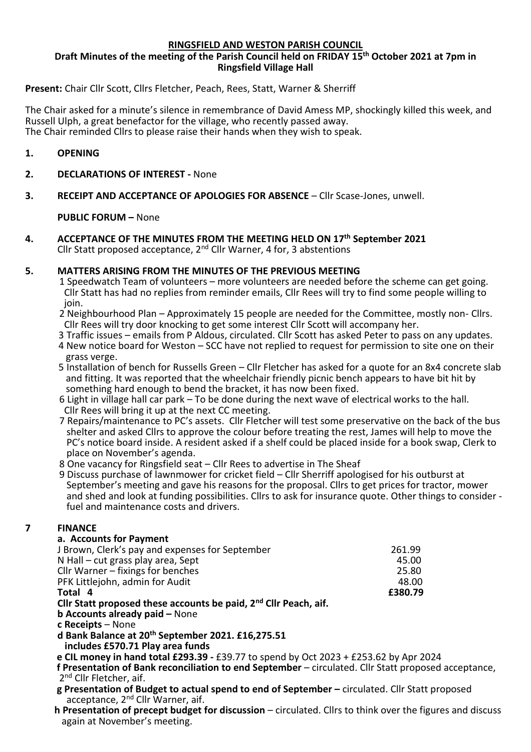**RINGSFIELD AND WESTON PARISH COUNCIL**

**Draft Minutes of the meeting of the Parish Council held on FRIDAY 15th October 2021 at 7pm in Ringsfield Village Hall**

**Present:** Chair Cllr Scott, Cllrs Fletcher, Peach, Rees, Statt, Warner & Sherriff

The Chair asked for a minute's silence in remembrance of David Amess MP, shockingly killed this week, and Russell Ulph, a great benefactor for the village, who recently passed away.
The Chair reminded Cllrs to please raise their hands when they wish to speak.

**1. OPENING**

**2. DECLARATIONS OF INTEREST -** None

**3. RECEIPT AND ACCEPTANCE OF APOLOGIES FOR ABSENCE** – Cllr Scase-Jones, unwell.

**PUBLIC FORUM –** None

**4. ACCEPTANCE OF THE MINUTES FROM THE MEETING HELD ON 17th September 2021**
Cllr Statt proposed acceptance, 2nd Cllr Warner, 4 for, 3 abstentions

**5. MATTERS ARISING FROM THE MINUTES OF THE PREVIOUS MEETING**

1 Speedwatch Team of volunteers – more volunteers are needed before the scheme can get going. Cllr Statt has had no replies from reminder emails, Cllr Rees will try to find some people willing to join.

2 Neighbourhood Plan – Approximately 15 people are needed for the Committee, mostly non- Cllrs. Cllr Rees will try door knocking to get some interest Cllr Scott will accompany her.

3 Traffic issues – emails from P Aldous, circulated. Cllr Scott has asked Peter to pass on any updates.

4 New notice board for Weston – SCC have not replied to request for permission to site one on their grass verge.

5 Installation of bench for Russells Green – Cllr Fletcher has asked for a quote for an 8x4 concrete slab and fitting. It was reported that the wheelchair friendly picnic bench appears to have bit hit by something hard enough to bend the bracket, it has now been fixed.

6 Light in village hall car park – To be done during the next wave of electrical works to the hall. Cllr Rees will bring it up at the next CC meeting.

7 Repairs/maintenance to PC's assets. Cllr Fletcher will test some preservative on the back of the bus shelter and asked Cllrs to approve the colour before treating the rest, James will help to move the PC's notice board inside. A resident asked if a shelf could be placed inside for a book swap, Clerk to place on November's agenda.

8 One vacancy for Ringsfield seat – Cllr Rees to advertise in The Sheaf

9 Discuss purchase of lawnmower for cricket field – Cllr Sherriff apologised for his outburst at September's meeting and gave his reasons for the proposal. Cllrs to get prices for tractor, mower and shed and look at funding possibilities. Cllrs to ask for insurance quote. Other things to consider - fuel and maintenance costs and drivers.

**7 FINANCE**

**a. Accounts for Payment**

| | |
|---|---|
| J Brown, Clerk's pay and expenses for September | 261.99 |
| N Hall – cut grass play area, Sept | 45.00 |
| Cllr Warner – fixings for benches | 25.80 |
| PFK Littlejohn, admin for Audit | 48.00 |
| **Total 4** | **£380.79** |

**Cllr Statt proposed these accounts be paid, 2nd Cllr Peach, aif.**

**b Accounts already paid –** None

**c Receipts** – None

**d Bank Balance at 20th September 2021. £16,275.51 includes £570.71 Play area funds**

**e CIL money in hand total £293.39 -** £39.77 to spend by Oct 2023 + £253.62 by Apr 2024

**f Presentation of Bank reconciliation to end September** – circulated. Cllr Statt proposed acceptance, 2nd Cllr Fletcher, aif.

**g Presentation of Budget to actual spend to end of September –** circulated. Cllr Statt proposed acceptance, 2nd Cllr Warner, aif.

**h Presentation of precept budget for discussion** – circulated. Cllrs to think over the figures and discuss again at November's meeting.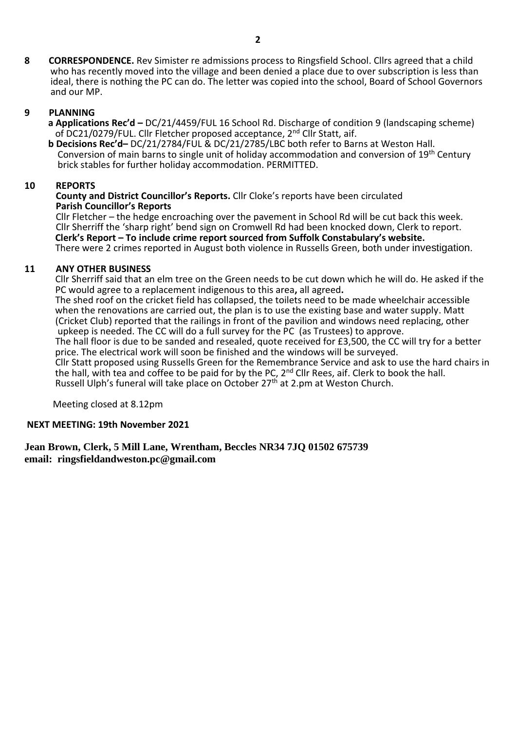**8 CORRESPONDENCE.** Rev Simister re admissions process to Ringsfield School. Cllrs agreed that a child who has recently moved into the village and been denied a place due to over subscription is less than ideal, there is nothing the PC can do. The letter was copied into the school, Board of School Governors and our MP.

**9 PLANNING**

**a Applications Rec'd –** DC/21/4459/FUL 16 School Rd. Discharge of condition 9 (landscaping scheme) of DC21/0279/FUL. Cllr Fletcher proposed acceptance, 2nd Cllr Statt, aif.

**b Decisions Rec'd–** DC/21/2784/FUL & DC/21/2785/LBC both refer to Barns at Weston Hall. Conversion of main barns to single unit of holiday accommodation and conversion of 19th Century brick stables for further holiday accommodation. PERMITTED.

**10 REPORTS**

**County and District Councillor's Reports.** Cllr Cloke's reports have been circulated

**Parish Councillor's Reports**

Cllr Fletcher – the hedge encroaching over the pavement in School Rd will be cut back this week.
Cllr Sherriff the 'sharp right' bend sign on Cromwell Rd had been knocked down, Clerk to report.

**Clerk's Report – To include crime report sourced from Suffolk Constabulary's website.**

There were 2 crimes reported in August both violence in Russells Green, both under investigation.

**11 ANY OTHER BUSINESS**

Cllr Sherriff said that an elm tree on the Green needs to be cut down which he will do. He asked if the PC would agree to a replacement indigenous to this area**,** all agreed**.**

The shed roof on the cricket field has collapsed, the toilets need to be made wheelchair accessible when the renovations are carried out, the plan is to use the existing base and water supply. Matt (Cricket Club) reported that the railings in front of the pavilion and windows need replacing, other upkeep is needed. The CC will do a full survey for the PC (as Trustees) to approve.

The hall floor is due to be sanded and resealed, quote received for £3,500, the CC will try for a better price. The electrical work will soon be finished and the windows will be surveyed.

Cllr Statt proposed using Russells Green for the Remembrance Service and ask to use the hard chairs in the hall, with tea and coffee to be paid for by the PC, 2nd Cllr Rees, aif. Clerk to book the hall.

Russell Ulph's funeral will take place on October 27th at 2.pm at Weston Church.

Meeting closed at 8.12pm

**NEXT MEETING: 19th November 2021**

**Jean Brown, Clerk, 5 Mill Lane, Wrentham, Beccles NR34 7JQ 01502 675739**
**email: ringsfieldandweston.pc@gmail.com**